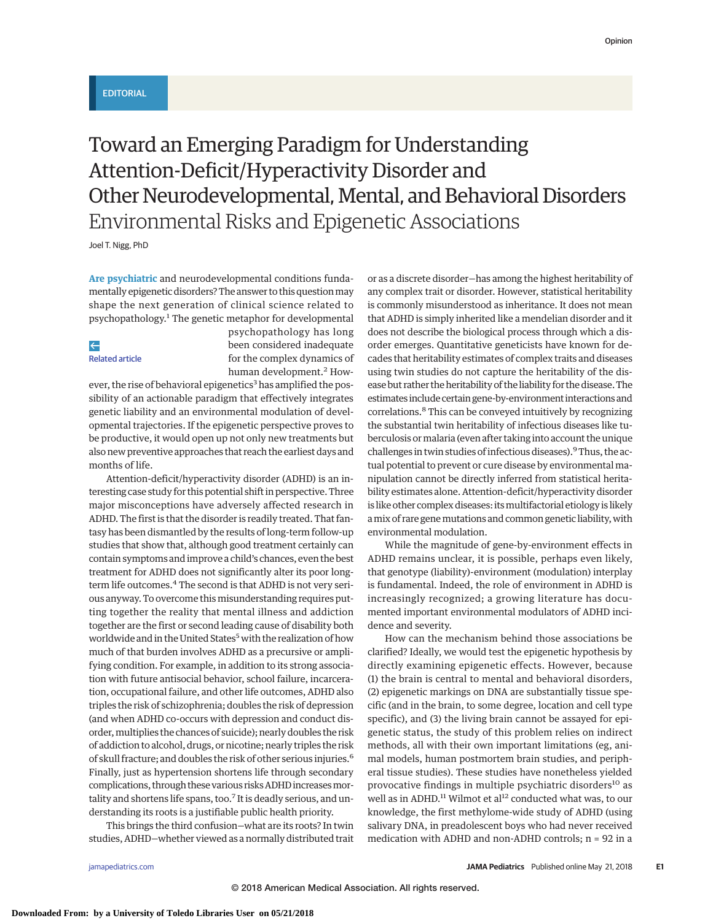EDITORIAL

# Toward an Emerging Paradigm for Understanding Attention-Deficit/Hyperactivity Disorder and Other Neurodevelopmental, Mental, and Behavioral Disorders

## Environmental Risks and Epigenetic Associations

Joel T. Nigg, PhD

Are psychiatric and neurodevelopmental conditions fundamentally epigenetic disorders? The answer to this question may shape the next generation of clinical science related to psychopathology.[1] The genetic metaphor for developmental psychopathology has long been considered inadequate for the complex dynamics of human development.[2] However, the rise of behavioral epigenetics[3] has amplified the possibility of an actionable paradigm that effectively integrates genetic liability and an environmental modulation of developmental trajectories. If the epigenetic perspective proves to be productive, it would open up not only new treatments but also new preventive approaches that reach the earliest days and months of life.

Related article

Attention-deficit/hyperactivity disorder (ADHD) is an interesting case study for this potential shift in perspective. Three major misconceptions have adversely affected research in ADHD. The first is that the disorder is readily treated. That fantasy has been dismantled by the results of long-term follow-up studies that show that, although good treatment certainly can contain symptoms and improve a child's chances, even the best treatment for ADHD does not significantly alter its poor long-term life outcomes.[4] The second is that ADHD is not very serious anyway. To overcome this misunderstanding requires putting together the reality that mental illness and addiction together are the first or second leading cause of disability both worldwide and in the United States[5] with the realization of how much of that burden involves ADHD as a precursive or amplifying condition. For example, in addition to its strong association with future antisocial behavior, school failure, incarceration, occupational failure, and other life outcomes, ADHD also triples the risk of schizophrenia; doubles the risk of depression (and when ADHD co-occurs with depression and conduct disorder, multiplies the chances of suicide); nearly doubles the risk of addiction to alcohol, drugs, or nicotine; nearly triples the risk of skull fracture; and doubles the risk of other serious injuries.[6] Finally, just as hypertension shortens life through secondary complications, through these various risks ADHD increases mortality and shortens life spans, too.[7] It is deadly serious, and understanding its roots is a justifiable public health priority.

This brings the third confusion—what are its roots? In twin studies, ADHD—whether viewed as a normally distributed trait or as a discrete disorder—has among the highest heritability of any complex trait or disorder. However, statistical heritability is commonly misunderstood as inheritance. It does not mean that ADHD is simply inherited like a mendelian disorder and it does not describe the biological process through which a disorder emerges. Quantitative geneticists have known for decades that heritability estimates of complex traits and diseases using twin studies do not capture the heritability of the disease but rather the heritability of the liability for the disease. The estimates include certain gene-by-environment interactions and correlations.[8] This can be conveyed intuitively by recognizing the substantial twin heritability of infectious diseases like tuberculosis or malaria (even after taking into account the unique challenges in twin studies of infectious diseases).[9] Thus, the actual potential to prevent or cure disease by environmental manipulation cannot be directly inferred from statistical heritability estimates alone. Attention-deficit/hyperactivity disorder is like other complex diseases: its multifactorial etiology is likely a mix of rare gene mutations and common genetic liability, with environmental modulation.

While the magnitude of gene-by-environment effects in ADHD remains unclear, it is possible, perhaps even likely, that genotype (liability)-environment (modulation) interplay is fundamental. Indeed, the role of environment in ADHD is increasingly recognized; a growing literature has documented important environmental modulators of ADHD incidence and severity.

How can the mechanism behind those associations be clarified? Ideally, we would test the epigenetic hypothesis by directly examining epigenetic effects. However, because (1) the brain is central to mental and behavioral disorders, (2) epigenetic markings on DNA are substantially tissue specific (and in the brain, to some degree, location and cell type specific), and (3) the living brain cannot be assayed for epigenetic status, the study of this problem relies on indirect methods, all with their own important limitations (eg, animal models, human postmortem brain studies, and peripheral tissue studies). These studies have nonetheless yielded provocative findings in multiple psychiatric disorders[10] as well as in ADHD.[11] Wilmot et al[12] conducted what was, to our knowledge, the first methylome-wide study of ADHD (using salivary DNA, in preadolescent boys who had never received medication with ADHD and non-ADHD controls; n = 92 in a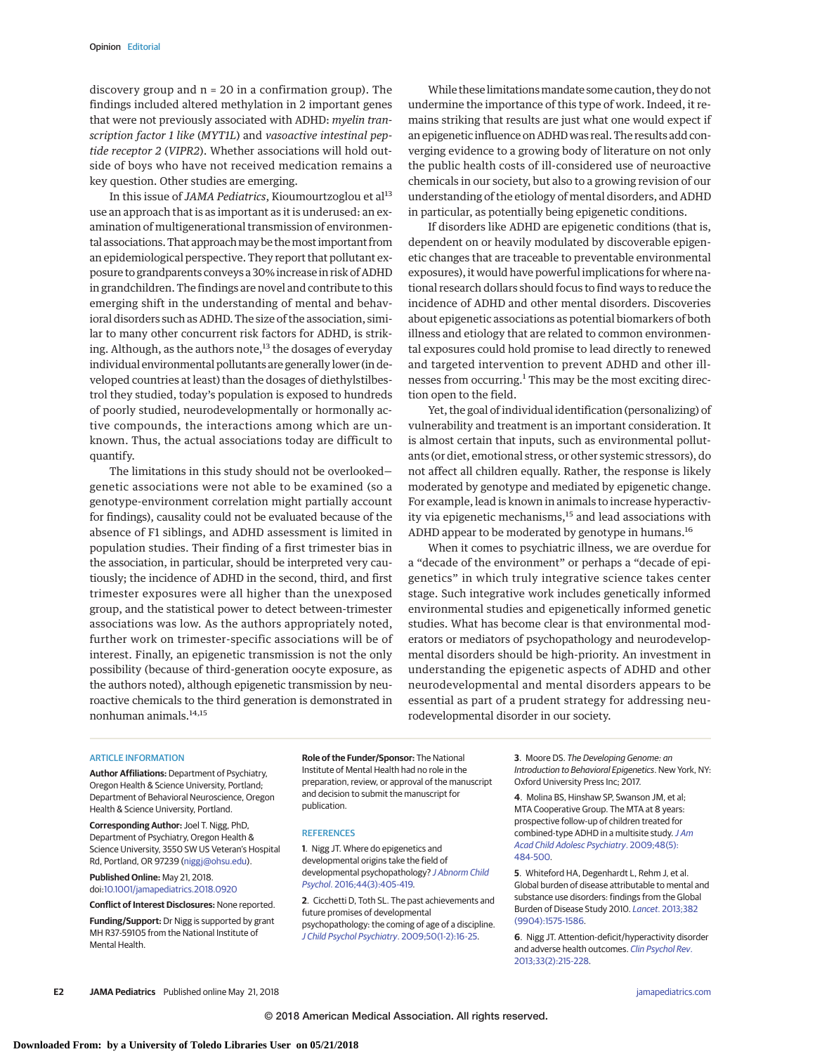discovery group and n = 20 in a confirmation group). The findings included altered methylation in 2 important genes that were not previously associated with ADHD: *myelin transcription factor 1 like* (*MYT1L*) and *vasoactive intestinal peptide receptor 2* (*VIPR2*). Whether associations will hold outside of boys who have not received medication remains a key question. Other studies are emerging.

In this issue of *JAMA Pediatrics*, Kioumourtzoglou et al[13] use an approach that is as important as it is underused: an examination of multigenerational transmission of environmental associations. That approach may be the most important from an epidemiological perspective. They report that pollutant exposure to grandparents conveys a 30% increase in risk of ADHD in grandchildren. The findings are novel and contribute to this emerging shift in the understanding of mental and behavioral disorders such as ADHD. The size of the association, similar to many other concurrent risk factors for ADHD, is striking. Although, as the authors note,[13] the dosages of everyday individual environmental pollutants are generally lower (in developed countries at least) than the dosages of diethylstilbestrol they studied, today's population is exposed to hundreds of poorly studied, neurodevelopmentally or hormonally active compounds, the interactions among which are unknown. Thus, the actual associations today are difficult to quantify.

The limitations in this study should not be overlooked—genetic associations were not able to be examined (so a genotype-environment correlation might partially account for findings), causality could not be evaluated because of the absence of F1 siblings, and ADHD assessment is limited in population studies. Their finding of a first trimester bias in the association, in particular, should be interpreted very cautiously; the incidence of ADHD in the second, third, and first trimester exposures were all higher than the unexposed group, and the statistical power to detect between-trimester associations was low. As the authors appropriately noted, further work on trimester-specific associations will be of interest. Finally, an epigenetic transmission is not the only possibility (because of third-generation oocyte exposure, as the authors noted), although epigenetic transmission by neuroactive chemicals to the third generation is demonstrated in nonhuman animals.[14,15]

While these limitations mandate some caution, they do not undermine the importance of this type of work. Indeed, it remains striking that results are just what one would expect if an epigenetic influence on ADHD was real. The results add converging evidence to a growing body of literature on not only the public health costs of ill-considered use of neuroactive chemicals in our society, but also to a growing revision of our understanding of the etiology of mental disorders, and ADHD in particular, as potentially being epigenetic conditions.

If disorders like ADHD are epigenetic conditions (that is, dependent on or heavily modulated by discoverable epigenetic changes that are traceable to preventable environmental exposures), it would have powerful implications for where national research dollars should focus to find ways to reduce the incidence of ADHD and other mental disorders. Discoveries about epigenetic associations as potential biomarkers of both illness and etiology that are related to common environmental exposures could hold promise to lead directly to renewed and targeted intervention to prevent ADHD and other illnesses from occurring.[1] This may be the most exciting direction open to the field.

Yet, the goal of individual identification (personalizing) of vulnerability and treatment is an important consideration. It is almost certain that inputs, such as environmental pollutants (or diet, emotional stress, or other systemic stressors), do not affect all children equally. Rather, the response is likely moderated by genotype and mediated by epigenetic change. For example, lead is known in animals to increase hyperactivity via epigenetic mechanisms,[15] and lead associations with ADHD appear to be moderated by genotype in humans.[16]

When it comes to psychiatric illness, we are overdue for a "decade of the environment" or perhaps a "decade of epigenetics" in which truly integrative science takes center stage. Such integrative work includes genetically informed environmental studies and epigenetically informed genetic studies. What has become clear is that environmental moderators or mediators of psychopathology and neurodevelopmental disorders should be high-priority. An investment in understanding the epigenetic aspects of ADHD and other neurodevelopmental and mental disorders appears to be essential as part of a prudent strategy for addressing neurodevelopmental disorder in our society.

## ARTICLE INFORMATION

**Author Affiliations:** Department of Psychiatry, Oregon Health & Science University, Portland; Department of Behavioral Neuroscience, Oregon Health & Science University, Portland.

**Corresponding Author:** Joel T. Nigg, PhD, Department of Psychiatry, Oregon Health & Science University, 3550 SW US Veteran's Hospital Rd, Portland, OR 97239 (niggj@ohsu.edu).

**Published Online:** May 21, 2018. doi:10.1001/jamapediatrics.2018.0920

**Conflict of Interest Disclosures:** None reported.

**Funding/Support:** Dr Nigg is supported by grant MH R37-59105 from the National Institute of Mental Health.

**Role of the Funder/Sponsor:** The National Institute of Mental Health had no role in the preparation, review, or approval of the manuscript and decision to submit the manuscript for publication.

## REFERENCES

1. Nigg JT. Where do epigenetics and developmental origins take the field of developmental psychopathology? *J Abnorm Child Psychol*. 2016;44(3):405-419.

2. Cicchetti D, Toth SL. The past achievements and future promises of developmental psychopathology: the coming of age of a discipline. *J Child Psychol Psychiatry*. 2009;50(1-2):16-25.

3. Moore DS. *The Developing Genome: an Introduction to Behavioral Epigenetics*. New York, NY: Oxford University Press Inc; 2017.

4. Molina BS, Hinshaw SP, Swanson JM, et al; MTA Cooperative Group. The MTA at 8 years: prospective follow-up of children treated for combined-type ADHD in a multisite study. *J Am Acad Child Adolesc Psychiatry*. 2009;48(5):484-500.

5. Whiteford HA, Degenhardt L, Rehm J, et al. Global burden of disease attributable to mental and substance use disorders: findings from the Global Burden of Disease Study 2010. *Lancet*. 2013;382(9904):1575-1586.

6. Nigg JT. Attention-deficit/hyperactivity disorder and adverse health outcomes. *Clin Psychol Rev*. 2013;33(2):215-228.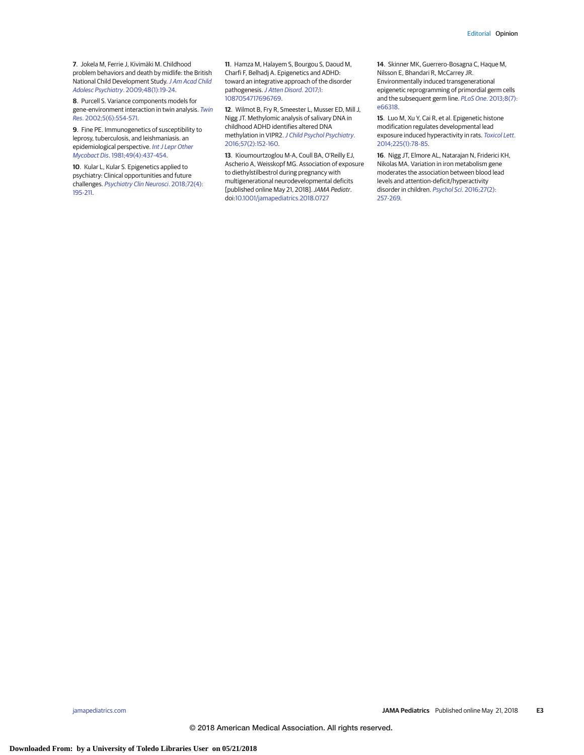7. Jokela M, Ferrie J, Kivimäki M. Childhood problem behaviors and death by midlife: the British National Child Development Study. *J Am Acad Child Adolesc Psychiatry*. 2009;48(1):19-24.

8. Purcell S. Variance components models for gene-environment interaction in twin analysis. *Twin Res*. 2002;5(6):554-571.

9. Fine PE. Immunogenetics of susceptibility to leprosy, tuberculosis, and leishmaniasis. an epidemiological perspective. *Int J Lepr Other Mycobact Dis*. 1981;49(4):437-454.

10. Kular L, Kular S. Epigenetics applied to psychiatry: Clinical opportunities and future challenges. *Psychiatry Clin Neurosci*. 2018;72(4):195-211.

11. Hamza M, Halayem S, Bourgou S, Daoud M, Charfi F, Belhadj A. Epigenetics and ADHD: toward an integrative approach of the disorder pathogenesis. *J Atten Disord*. 2017;1:1087054717696769.

12. Wilmot B, Fry R, Smeester L, Musser ED, Mill J, Nigg JT. Methylomic analysis of salivary DNA in childhood ADHD identifies altered DNA methylation in VIPR2. *J Child Psychol Psychiatry*. 2016;57(2):152-160.

13. Kioumourtzoglou M-A, Coull BA, O'Reilly EJ, Ascherio A, Weisskopf MG. Association of exposure to diethylstilbestrol during pregnancy with multigenerational neurodevelopmental deficits [published online May 21, 2018]. *JAMA Pediatr*. doi:10.1001/jamapediatrics.2018.0727

14. Skinner MK, Guerrero-Bosagna C, Haque M, Nilsson E, Bhandari R, McCarrey JR. Environmentally induced transgenerational epigenetic reprogramming of primordial germ cells and the subsequent germ line. *PLoS One*. 2013;8(7):e66318.

15. Luo M, Xu Y, Cai R, et al. Epigenetic histone modification regulates developmental lead exposure induced hyperactivity in rats. *Toxicol Lett*. 2014;225(1):78-85.

16. Nigg JT, Elmore AL, Natarajan N, Friderici KH, Nikolas MA. Variation in iron metabolism gene moderates the association between blood lead levels and attention-deficit/hyperactivity disorder in children. *Psychol Sci*. 2016;27(2):257-269.